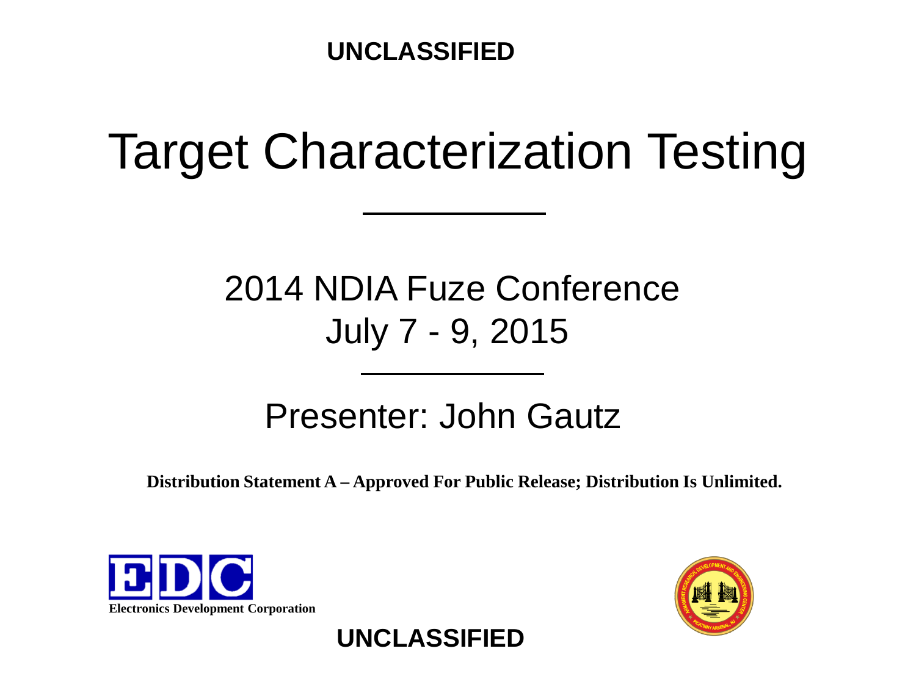UNCLASSIFIED

# Target Characterization Testing

2014 NDIA Fuze Conference
July 7 - 9, 2015

Presenter: John Gautz

**Distribution Statement A – Approved For Public Release; Distribution Is Unlimited.**

Electronics Development Corporation

UNCLASSIFIED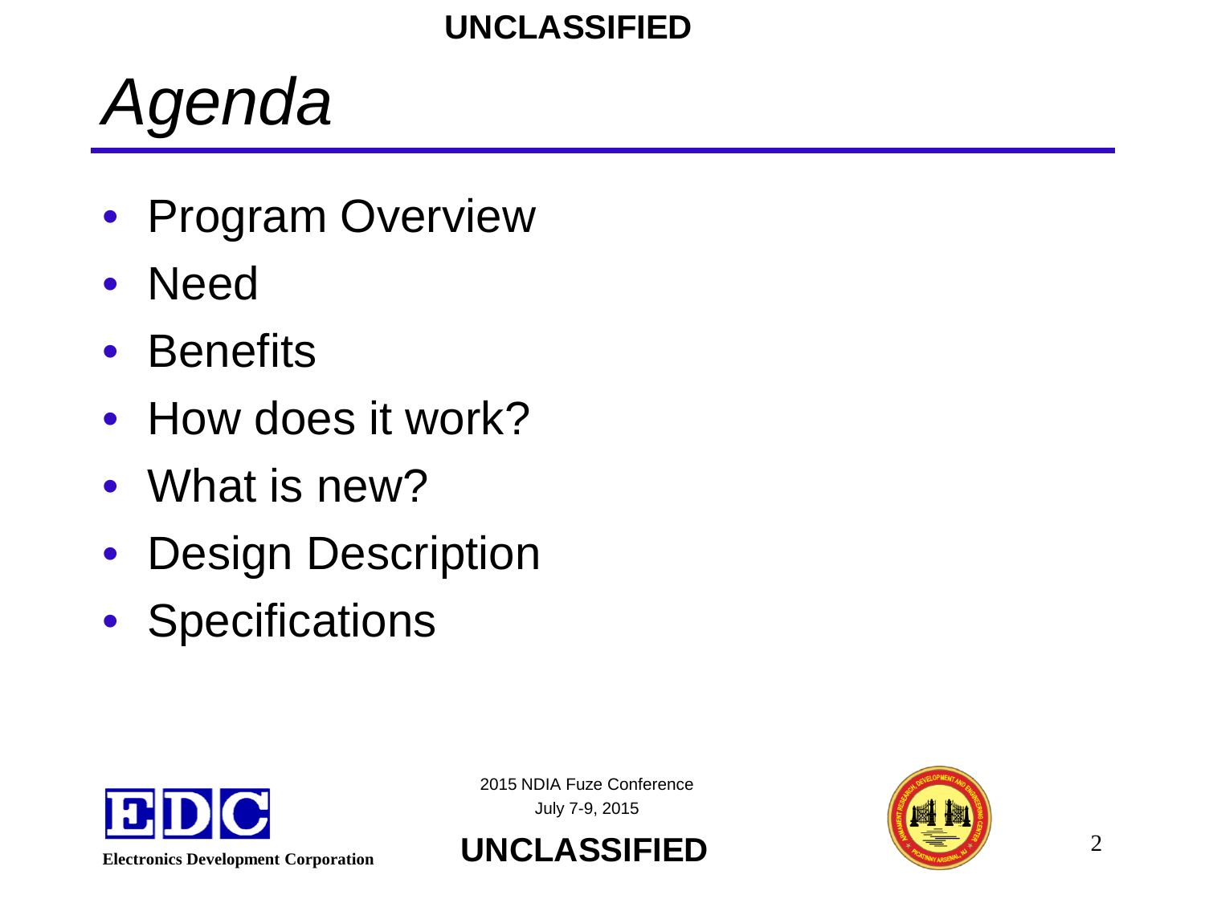# *Agenda*

- Program Overview
- Need
- Benefits
- How does it work?
- What is new?
- Design Description
- Specifications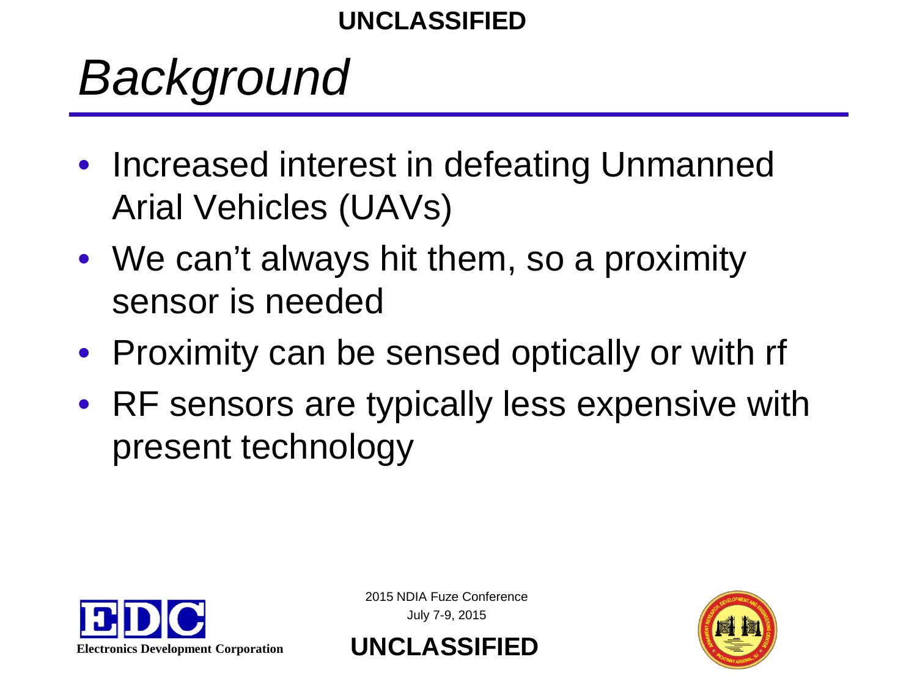# Background

- Increased interest in defeating Unmanned Arial Vehicles (UAVs)
- We can't always hit them, so a proximity sensor is needed
- Proximity can be sensed optically or with rf
- RF sensors are typically less expensive with present technology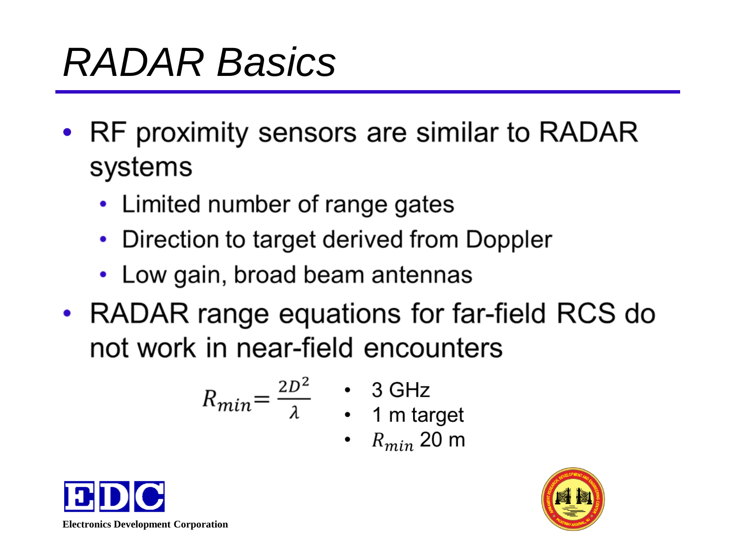# RADAR Basics

- RF proximity sensors are similar to RADAR systems
  - Limited number of range gates
  - Direction to target derived from Doppler
  - Low gain, broad beam antennas
- RADAR range equations for far-field RCS do not work in near-field encounters

$$R_{min} = \frac{2D^2}{\lambda}$$

- 3 GHz
- 1 m target
- $R_{min}$ 20 m

Electronics Development Corporation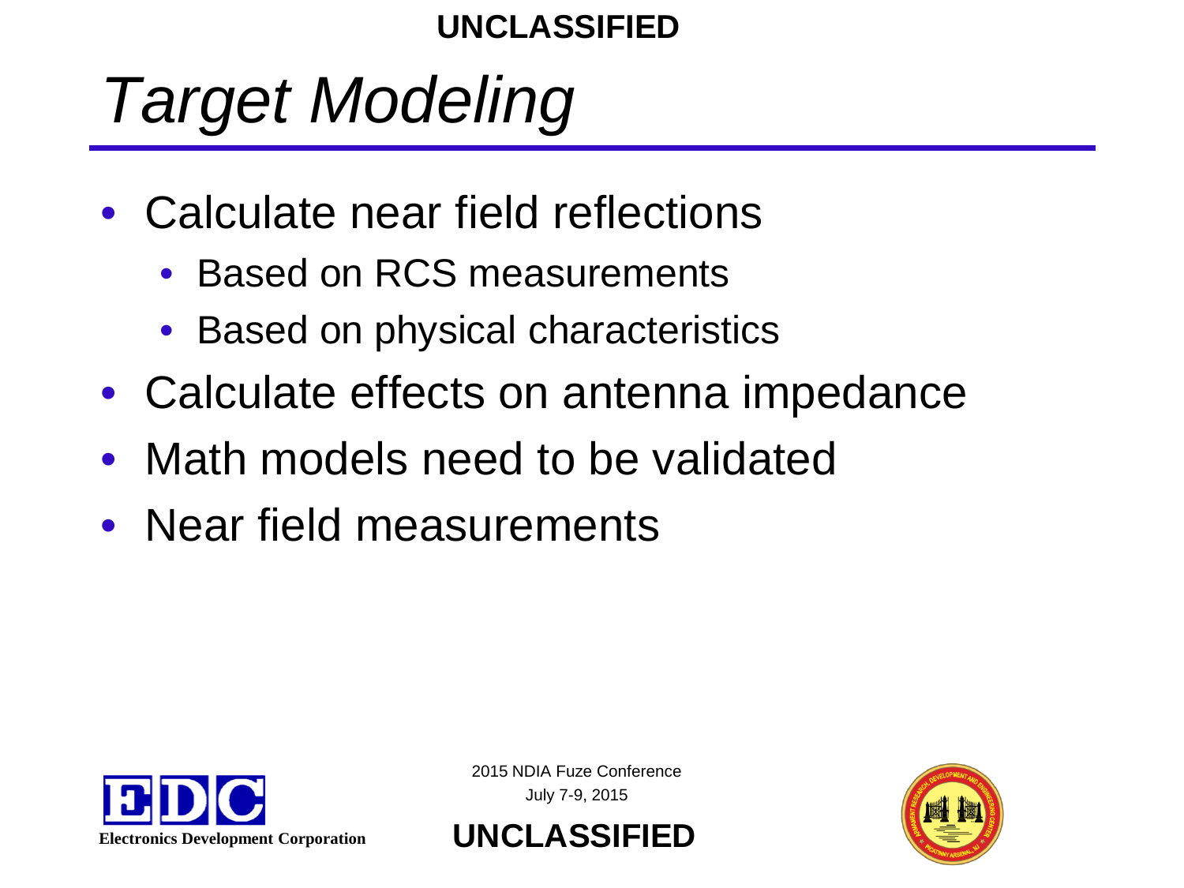# *Target Modeling*

- Calculate near field reflections
  - Based on RCS measurements
  - Based on physical characteristics
- Calculate effects on antenna impedance
- Math models need to be validated
- Near field measurements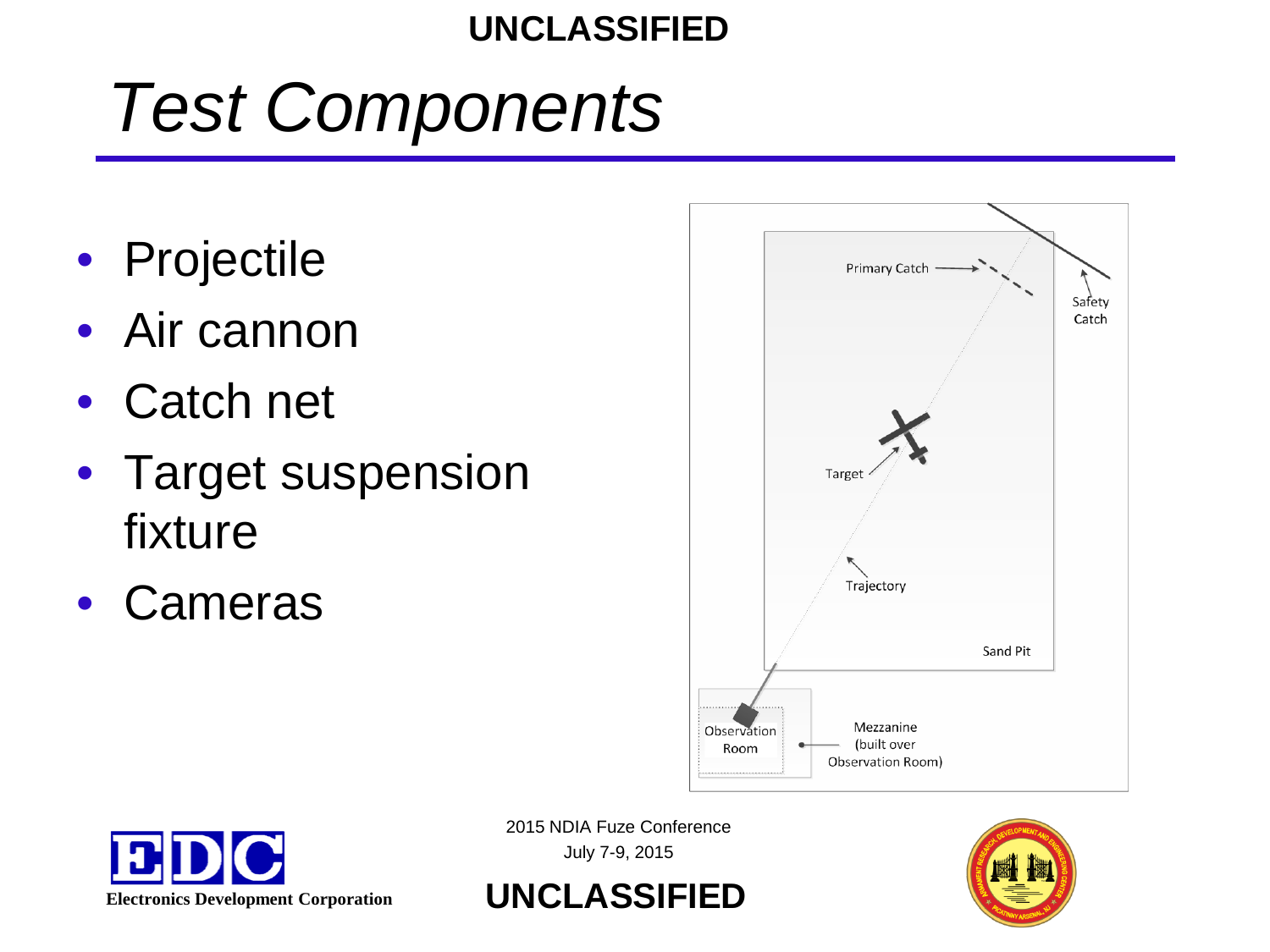# Test Components

- Projectile
- Air cannon
- Catch net
- Target suspension fixture
- Cameras

Primary Catch

Safety Catch

Target

Trajectory

Sand Pit

Observation Room

Mezzanine (built over Observation Room)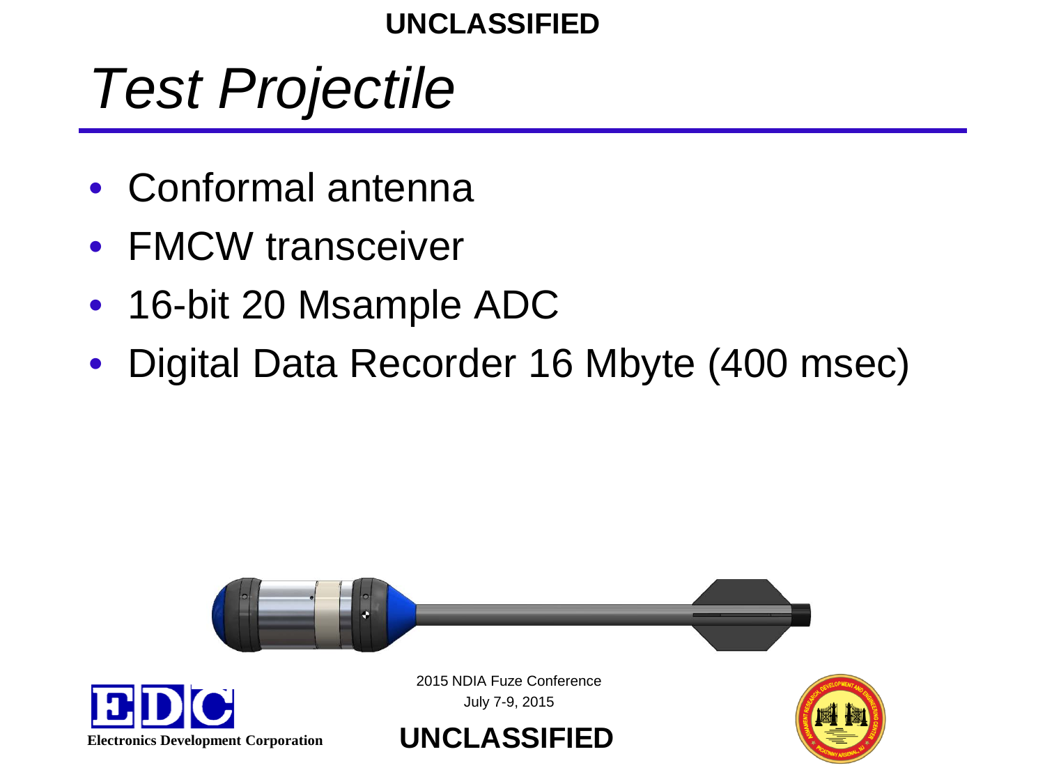# Test Projectile

- Conformal antenna
- FMCW transceiver
- 16-bit 20 Msample ADC
- Digital Data Recorder 16 Mbyte (400 msec)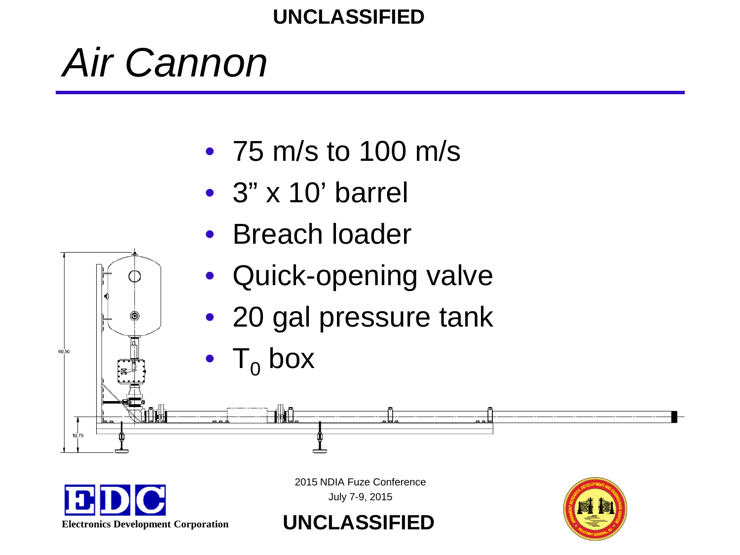# *Air Cannon*

- 75 m/s to 100 m/s
- 3" x 10' barrel
- Breach loader
- Quick-opening valve
- 20 gal pressure tank
- $T_0$ box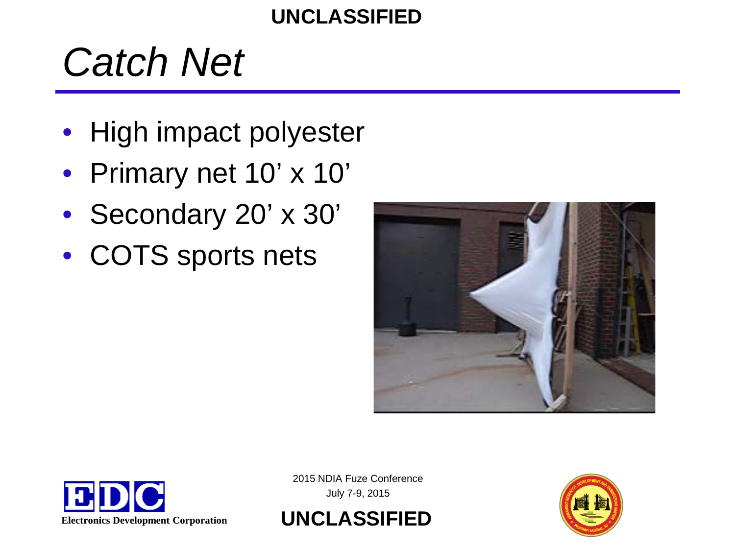# *Catch Net*

- High impact polyester
- Primary net 10' x 10'
- Secondary 20' x 30'
- COTS sports nets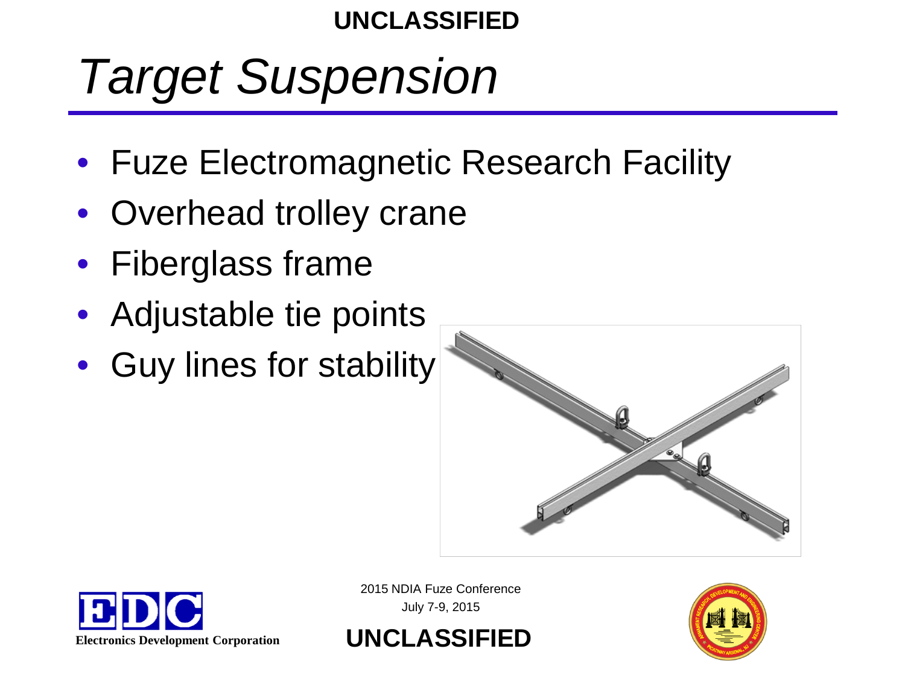# Target Suspension

- Fuze Electromagnetic Research Facility
- Overhead trolley crane
- Fiberglass frame
- Adjustable tie points
- Guy lines for stability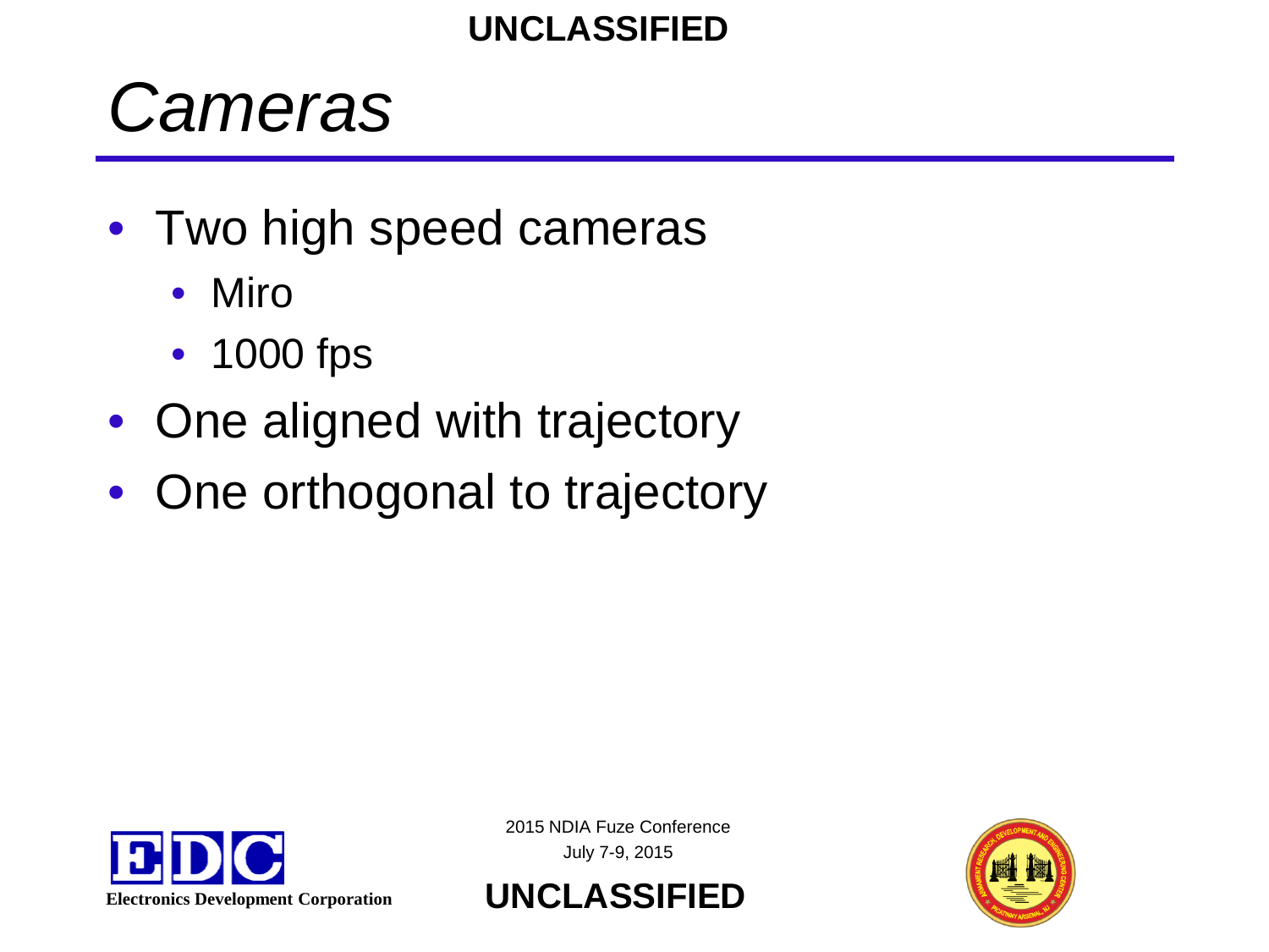# Cameras

- Two high speed cameras
  - Miro
  - 1000 fps
- One aligned with trajectory
- One orthogonal to trajectory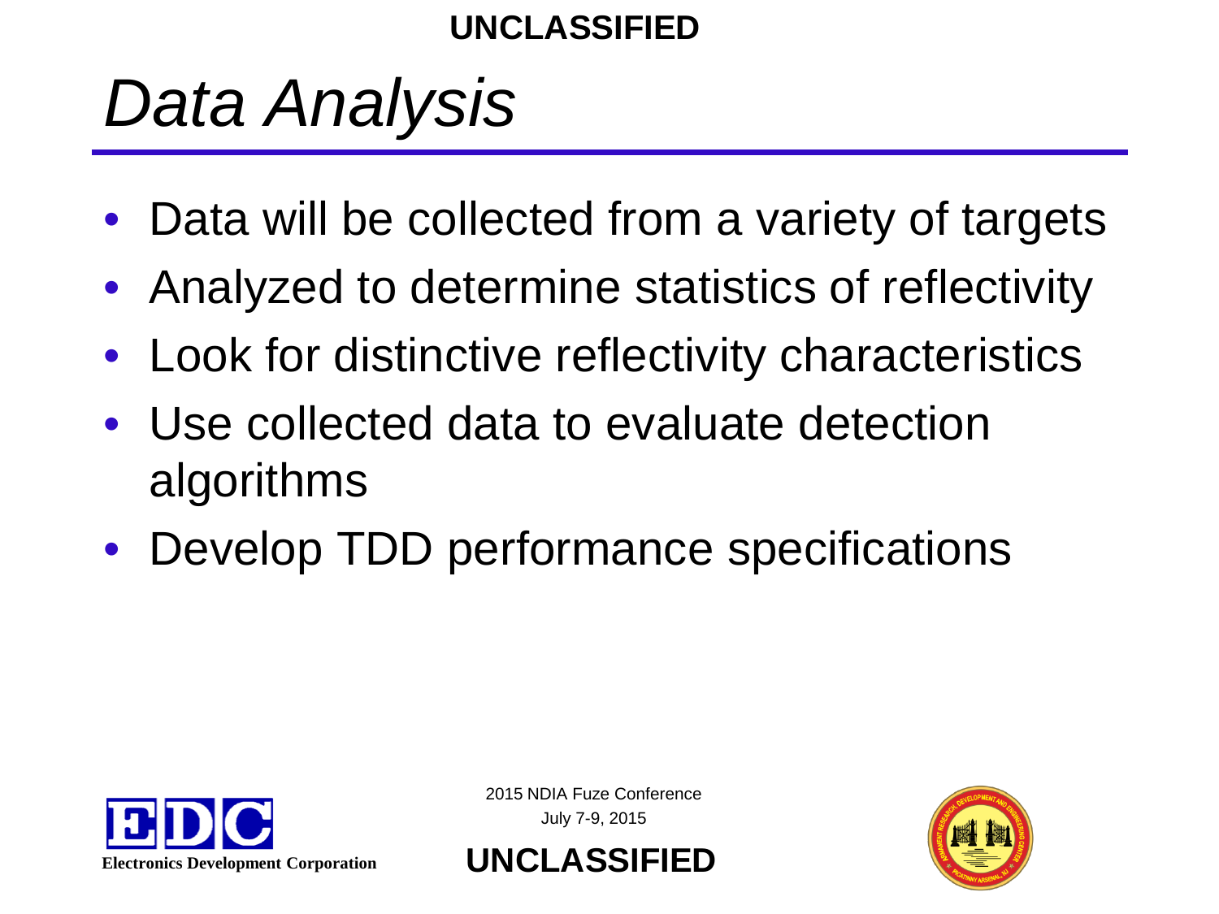# *Data Analysis*

- Data will be collected from a variety of targets
- Analyzed to determine statistics of reflectivity
- Look for distinctive reflectivity characteristics
- Use collected data to evaluate detection algorithms
- Develop TDD performance specifications